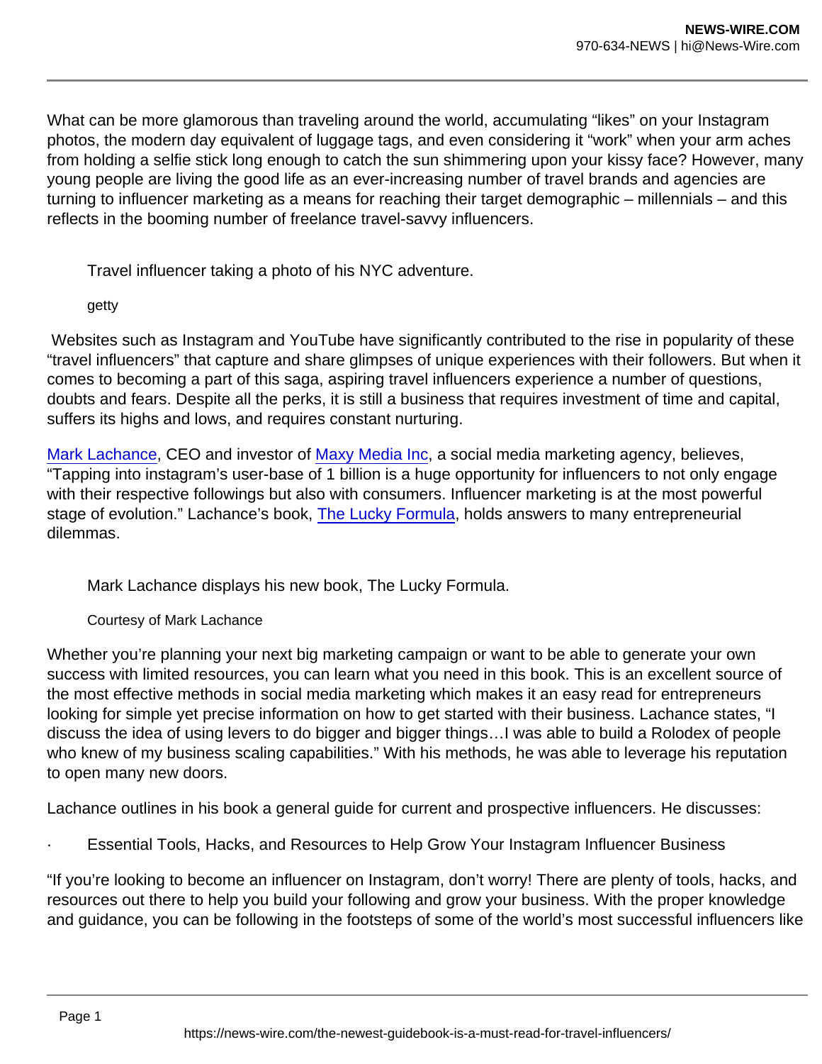What can be more glamorous than traveling around the world, accumulating "likes" on your Instagram photos, the modern day equivalent of luggage tags, and even considering it "work" when your arm aches from holding a selfie stick long enough to catch the sun shimmering upon your kissy face? However, many young people are living the good life as an ever-increasing number of travel brands and agencies are turning to influencer marketing as a means for reaching their target demographic – millennials – and this reflects in the booming number of freelance travel-savvy influencers.

Travel influencer taking a photo of his NYC adventure.

getty

Websites such as Instagram and YouTube have significantly contributed to the rise in popularity of these "travel influencers" that capture and share glimpses of unique experiences with their followers. But when it comes to becoming a part of this saga, aspiring travel influencers experience a number of questions, doubts and fears. Despite all the perks, it is still a business that requires investment of time and capital, suffers its highs and lows, and requires constant nurturing.

[Mark Lachance](), CEO and investor of [Maxy Media Inc](), a social media marketing agency, believes, "Tapping into instagram's user-base of 1 billion is a huge opportunity for influencers to not only engage with their respective followings but also with consumers. Influencer marketing is at the most powerful stage of evolution." Lachance's book, [The Lucky Formula](), holds answers to many entrepreneurial dilemmas.

Mark Lachance displays his new book, The Lucky Formula.

Courtesy of Mark Lachance

Whether you're planning your next big marketing campaign or want to be able to generate your own success with limited resources, you can learn what you need in this book. This is an excellent source of the most effective methods in social media marketing which makes it an easy read for entrepreneurs looking for simple yet precise information on how to get started with their business. Lachance states, "I discuss the idea of using levers to do bigger and bigger things…I was able to build a Rolodex of people who knew of my business scaling capabilities." With his methods, he was able to leverage his reputation to open many new doors.

Lachance outlines in his book a general guide for current and prospective influencers. He discusses:

- Essential Tools, Hacks, and Resources to Help Grow Your Instagram Influencer Business

"If you're looking to become an influencer on Instagram, don't worry! There are plenty of tools, hacks, and resources out there to help you build your following and grow your business. With the proper knowledge and guidance, you can be following in the footsteps of some of the world's most successful influencers like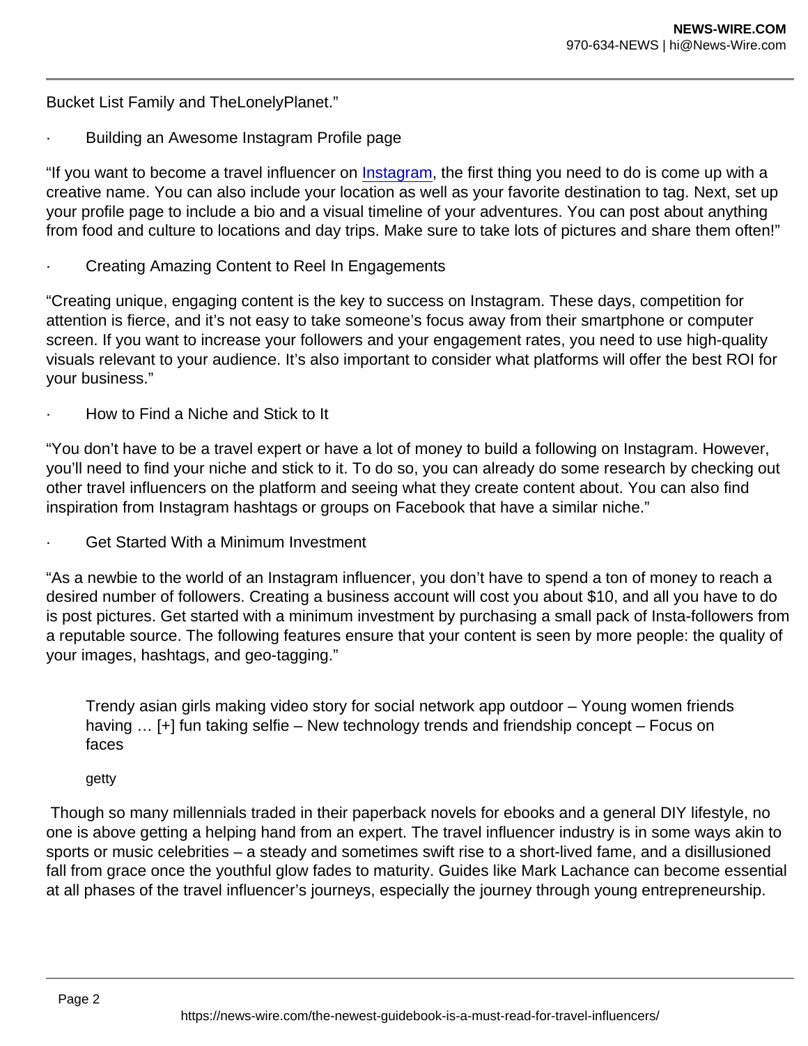Bucket List Family and TheLonelyPlanet."

· Building an Awesome Instagram Profile page

"If you want to become a travel influencer on Instagram, the first thing you need to do is come up with a creative name. You can also include your location as well as your favorite destination to tag. Next, set up your profile page to include a bio and a visual timeline of your adventures. You can post about anything from food and culture to locations and day trips. Make sure to take lots of pictures and share them often!"

· Creating Amazing Content to Reel In Engagements

"Creating unique, engaging content is the key to success on Instagram. These days, competition for attention is fierce, and it's not easy to take someone's focus away from their smartphone or computer screen. If you want to increase your followers and your engagement rates, you need to use high-quality visuals relevant to your audience. It's also important to consider what platforms will offer the best ROI for your business."

· How to Find a Niche and Stick to It

"You don't have to be a travel expert or have a lot of money to build a following on Instagram. However, you'll need to find your niche and stick to it. To do so, you can already do some research by checking out other travel influencers on the platform and seeing what they create content about. You can also find inspiration from Instagram hashtags or groups on Facebook that have a similar niche."

· Get Started With a Minimum Investment

"As a newbie to the world of an Instagram influencer, you don't have to spend a ton of money to reach a desired number of followers. Creating a business account will cost you about $10, and all you have to do is post pictures. Get started with a minimum investment by purchasing a small pack of Insta-followers from a reputable source. The following features ensure that your content is seen by more people: the quality of your images, hashtags, and geo-tagging."

Trendy asian girls making video story for social network app outdoor – Young women friends having … [+] fun taking selfie – New technology trends and friendship concept – Focus on faces

getty

Though so many millennials traded in their paperback novels for ebooks and a general DIY lifestyle, no one is above getting a helping hand from an expert. The travel influencer industry is in some ways akin to sports or music celebrities – a steady and sometimes swift rise to a short-lived fame, and a disillusioned fall from grace once the youthful glow fades to maturity. Guides like Mark Lachance can become essential at all phases of the travel influencer's journeys, especially the journey through young entrepreneurship.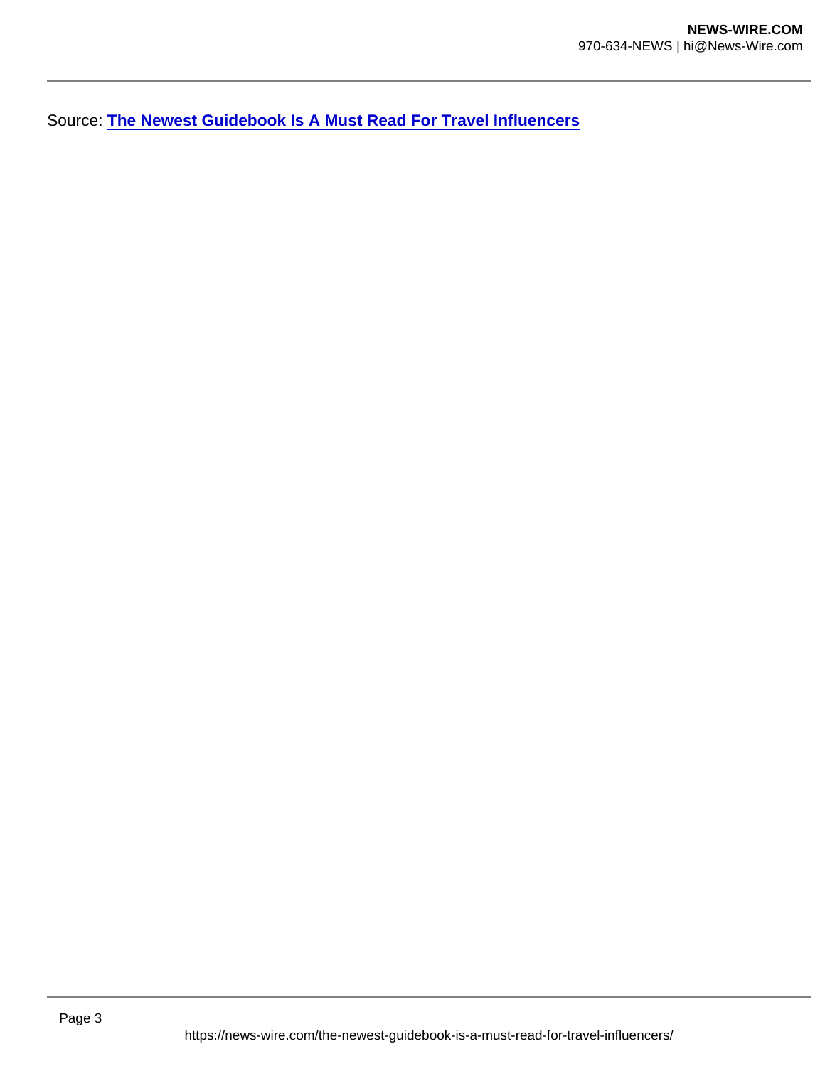Source: **[The Newest Guidebook Is A Must Read For Travel Influencers](https://news-wire.com/the-newest-guidebook-is-a-must-read-for-travel-influencers/)**